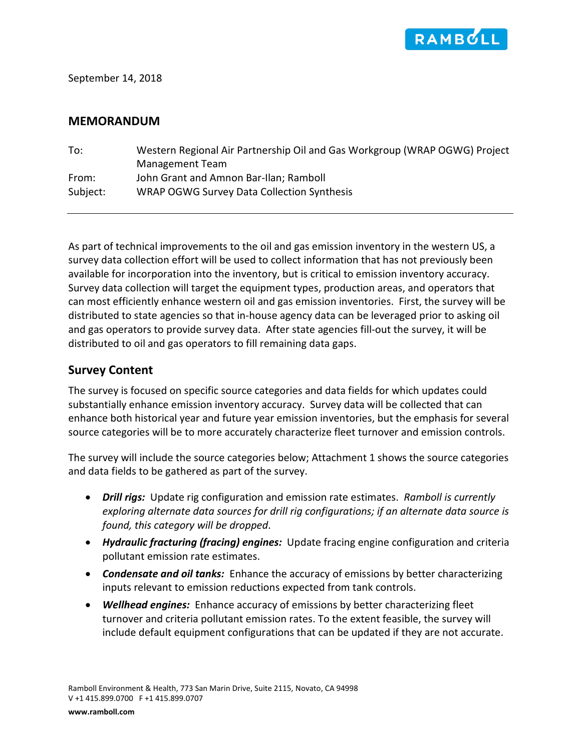September 14, 2018

## MEMORANDUM

To: Western Regional Air Partnership Oil and Gas Workgroup (WRAP OGWG) Project Management Team
From: John Grant and Amnon Bar-Ilan; Ramboll
Subject: WRAP OGWG Survey Data Collection Synthesis

---

As part of technical improvements to the oil and gas emission inventory in the western US, a survey data collection effort will be used to collect information that has not previously been available for incorporation into the inventory, but is critical to emission inventory accuracy. Survey data collection will target the equipment types, production areas, and operators that can most efficiently enhance western oil and gas emission inventories. First, the survey will be distributed to state agencies so that in-house agency data can be leveraged prior to asking oil and gas operators to provide survey data. After state agencies fill-out the survey, it will be distributed to oil and gas operators to fill remaining data gaps.

## Survey Content

The survey is focused on specific source categories and data fields for which updates could substantially enhance emission inventory accuracy. Survey data will be collected that can enhance both historical year and future year emission inventories, but the emphasis for several source categories will be to more accurately characterize fleet turnover and emission controls.

The survey will include the source categories below; Attachment 1 shows the source categories and data fields to be gathered as part of the survey.

- ***Drill rigs:*** Update rig configuration and emission rate estimates. *Ramboll is currently exploring alternate data sources for drill rig configurations; if an alternate data source is found, this category will be dropped*.
- ***Hydraulic fracturing (fracing) engines:*** Update fracing engine configuration and criteria pollutant emission rate estimates.
- ***Condensate and oil tanks:*** Enhance the accuracy of emissions by better characterizing inputs relevant to emission reductions expected from tank controls.
- ***Wellhead engines:*** Enhance accuracy of emissions by better characterizing fleet turnover and criteria pollutant emission rates. To the extent feasible, the survey will include default equipment configurations that can be updated if they are not accurate.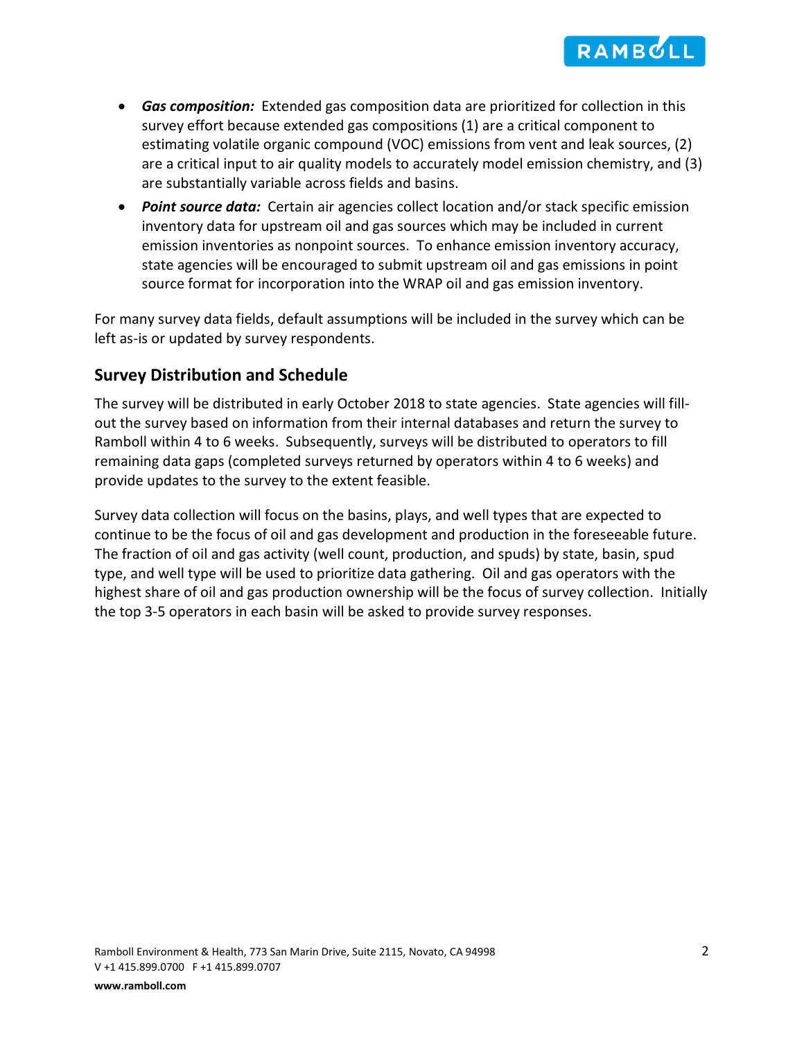- ***Gas composition:*** Extended gas composition data are prioritized for collection in this survey effort because extended gas compositions (1) are a critical component to estimating volatile organic compound (VOC) emissions from vent and leak sources, (2) are a critical input to air quality models to accurately model emission chemistry, and (3) are substantially variable across fields and basins.
- ***Point source data:*** Certain air agencies collect location and/or stack specific emission inventory data for upstream oil and gas sources which may be included in current emission inventories as nonpoint sources. To enhance emission inventory accuracy, state agencies will be encouraged to submit upstream oil and gas emissions in point source format for incorporation into the WRAP oil and gas emission inventory.

For many survey data fields, default assumptions will be included in the survey which can be left as-is or updated by survey respondents.

## Survey Distribution and Schedule

The survey will be distributed in early October 2018 to state agencies. State agencies will fill-out the survey based on information from their internal databases and return the survey to Ramboll within 4 to 6 weeks. Subsequently, surveys will be distributed to operators to fill remaining data gaps (completed surveys returned by operators within 4 to 6 weeks) and provide updates to the survey to the extent feasible.

Survey data collection will focus on the basins, plays, and well types that are expected to continue to be the focus of oil and gas development and production in the foreseeable future. The fraction of oil and gas activity (well count, production, and spuds) by state, basin, spud type, and well type will be used to prioritize data gathering. Oil and gas operators with the highest share of oil and gas production ownership will be the focus of survey collection. Initially the top 3-5 operators in each basin will be asked to provide survey responses.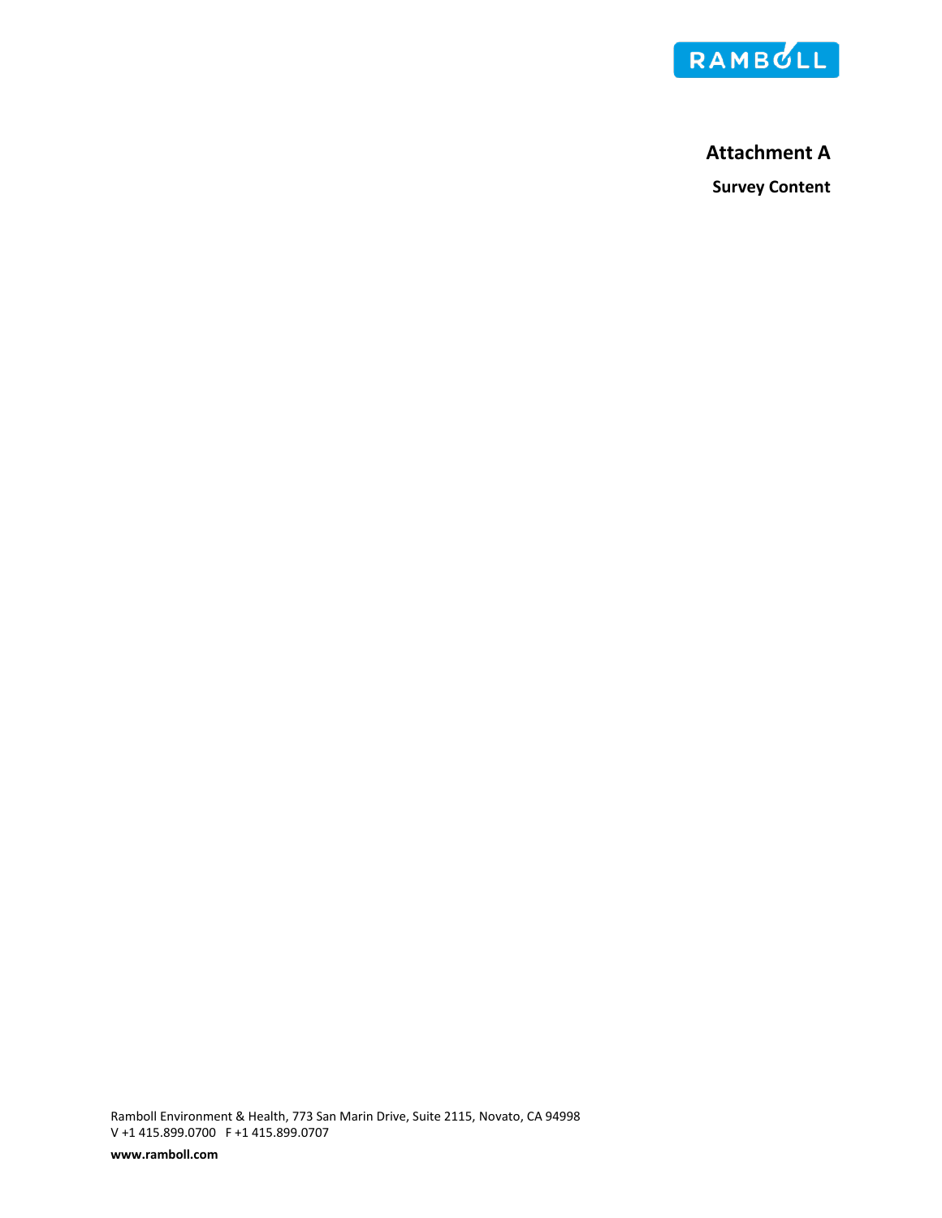# Attachment A

## Survey Content

Ramboll Environment & Health, 773 San Marin Drive, Suite 2115, Novato, CA 94998
V +1 415.899.0700 F +1 415.899.0707

**www.ramboll.com**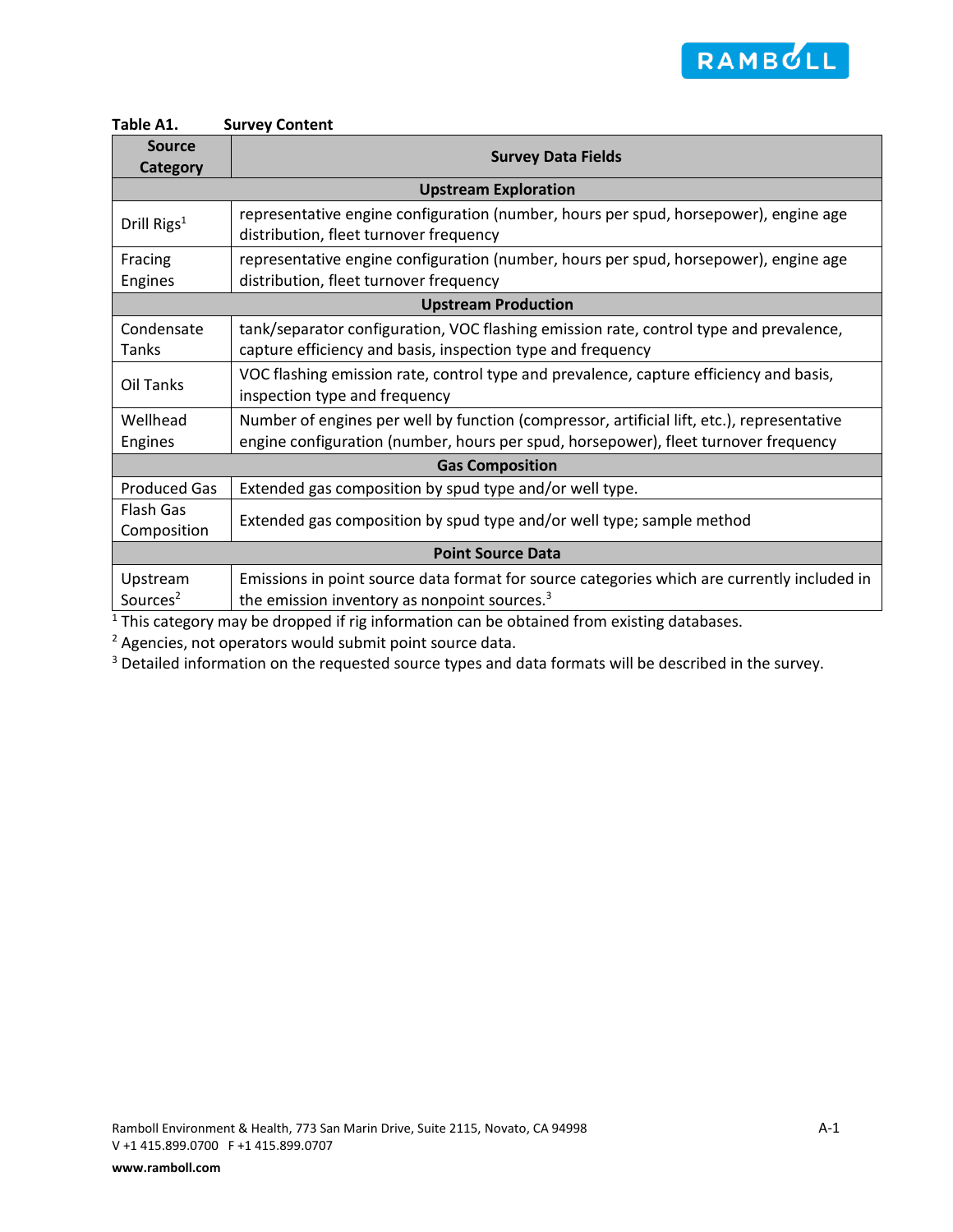**Table A1. Survey Content**

| Source Category | Survey Data Fields |
|---|---|
| **Upstream Exploration** | |
| Drill Rigs[1] | representative engine configuration (number, hours per spud, horsepower), engine age distribution, fleet turnover frequency |
| Fracing Engines | representative engine configuration (number, hours per spud, horsepower), engine age distribution, fleet turnover frequency |
| **Upstream Production** | |
| Condensate Tanks | tank/separator configuration, VOC flashing emission rate, control type and prevalence, capture efficiency and basis, inspection type and frequency |
| Oil Tanks | VOC flashing emission rate, control type and prevalence, capture efficiency and basis, inspection type and frequency |
| Wellhead Engines | Number of engines per well by function (compressor, artificial lift, etc.), representative engine configuration (number, hours per spud, horsepower), fleet turnover frequency |
| **Gas Composition** | |
| Produced Gas | Extended gas composition by spud type and/or well type. |
| Flash Gas Composition | Extended gas composition by spud type and/or well type; sample method |
| **Point Source Data** | |
| Upstream Sources[2] | Emissions in point source data format for source categories which are currently included in the emission inventory as nonpoint sources.[3] |

[1] This category may be dropped if rig information can be obtained from existing databases.

[2] Agencies, not operators would submit point source data.

[3] Detailed information on the requested source types and data formats will be described in the survey.